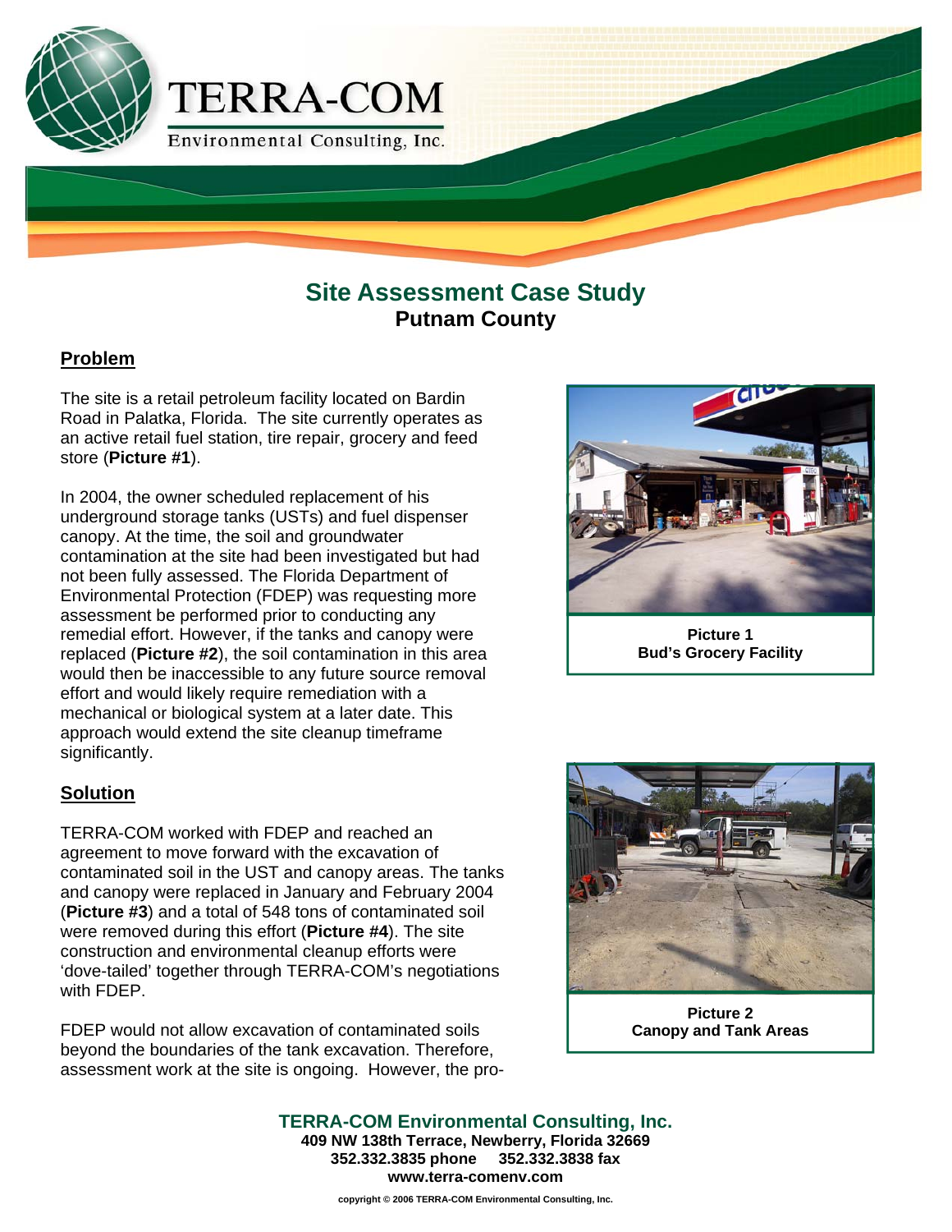# TERRA-COM

Environmental Consulting, Inc.

## Site Assessment Case Study

**Putnam County**

### Problem

The site is a retail petroleum facility located on Bardin Road in Palatka, Florida. The site currently operates as an active retail fuel station, tire repair, grocery and feed store (**Picture #1**).

In 2004, the owner scheduled replacement of his underground storage tanks (USTs) and fuel dispenser canopy. At the time, the soil and groundwater contamination at the site had been investigated but had not been fully assessed. The Florida Department of Environmental Protection (FDEP) was requesting more assessment be performed prior to conducting any remedial effort. However, if the tanks and canopy were replaced (**Picture #2**), the soil contamination in this area would then be inaccessible to any future source removal effort and would likely require remediation with a mechanical or biological system at a later date. This approach would extend the site cleanup timeframe significantly.

**Picture 1**
**Bud's Grocery Facility**

### Solution

TERRA-COM worked with FDEP and reached an agreement to move forward with the excavation of contaminated soil in the UST and canopy areas. The tanks and canopy were replaced in January and February 2004 (**Picture #3**) and a total of 548 tons of contaminated soil were removed during this effort (**Picture #4**). The site construction and environmental cleanup efforts were 'dove-tailed' together through TERRA-COM's negotiations with FDEP.

FDEP would not allow excavation of contaminated soils beyond the boundaries of the tank excavation. Therefore, assessment work at the site is ongoing. However, the pro-

**Picture 2**
**Canopy and Tank Areas**

**TERRA-COM Environmental Consulting, Inc.**
409 NW 138th Terrace, Newberry, Florida 32669
352.332.3835 phone 352.332.3838 fax
www.terra-comenv.com

copyright © 2006 TERRA-COM Environmental Consulting, Inc.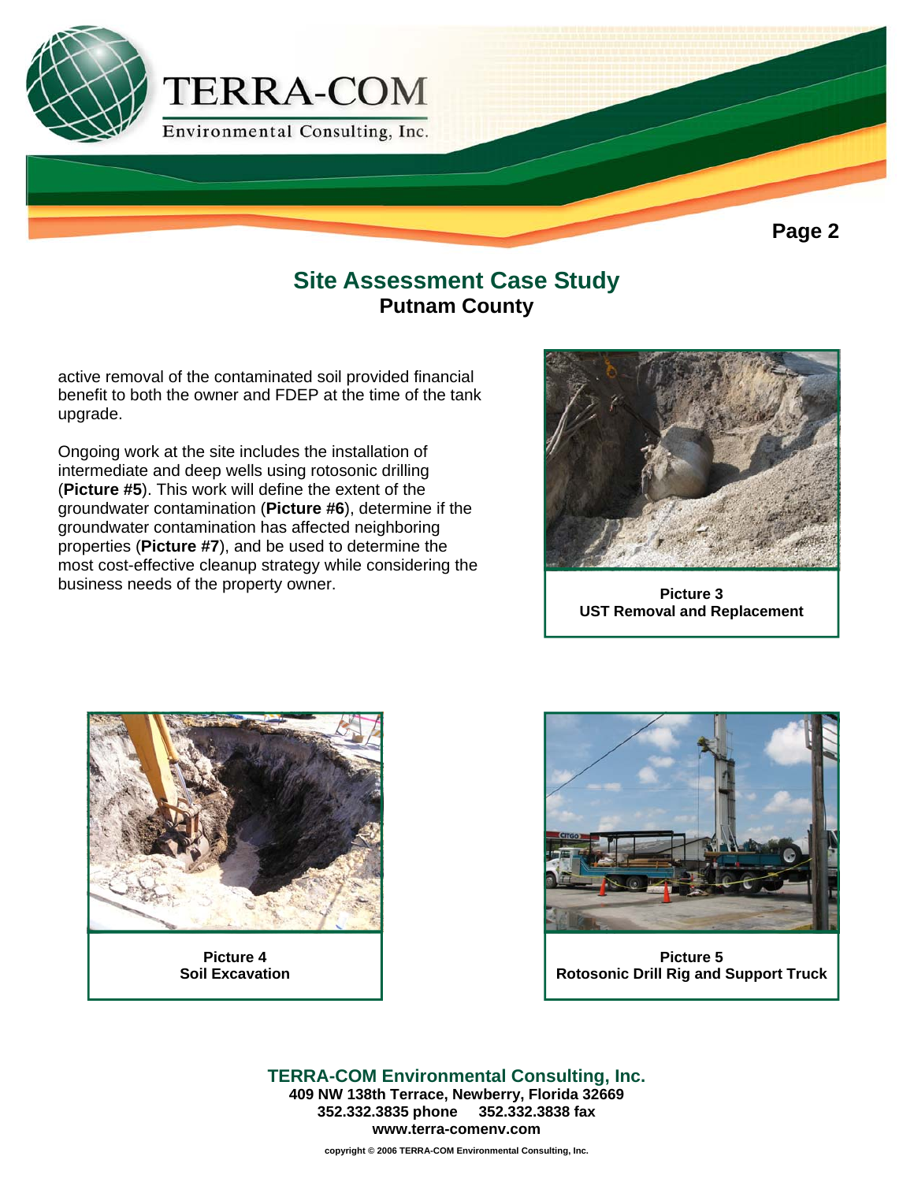## Site Assessment Case Study

**Putnam County**

active removal of the contaminated soil provided financial benefit to both the owner and FDEP at the time of the tank upgrade.

Ongoing work at the site includes the installation of intermediate and deep wells using rotosonic drilling (**Picture #5**). This work will define the extent of the groundwater contamination (**Picture #6**), determine if the groundwater contamination has affected neighboring properties (**Picture #7**), and be used to determine the most cost-effective cleanup strategy while considering the business needs of the property owner.

**Picture 3**
**UST Removal and Replacement**

**Picture 4**
**Soil Excavation**

**Picture 5**
**Rotosonic Drill Rig and Support Truck**

**TERRA-COM Environmental Consulting, Inc.**
**409 NW 138th Terrace, Newberry, Florida 32669**
**352.332.3835 phone 352.332.3838 fax**
**www.terra-comenv.com**

copyright © 2006 TERRA-COM Environmental Consulting, Inc.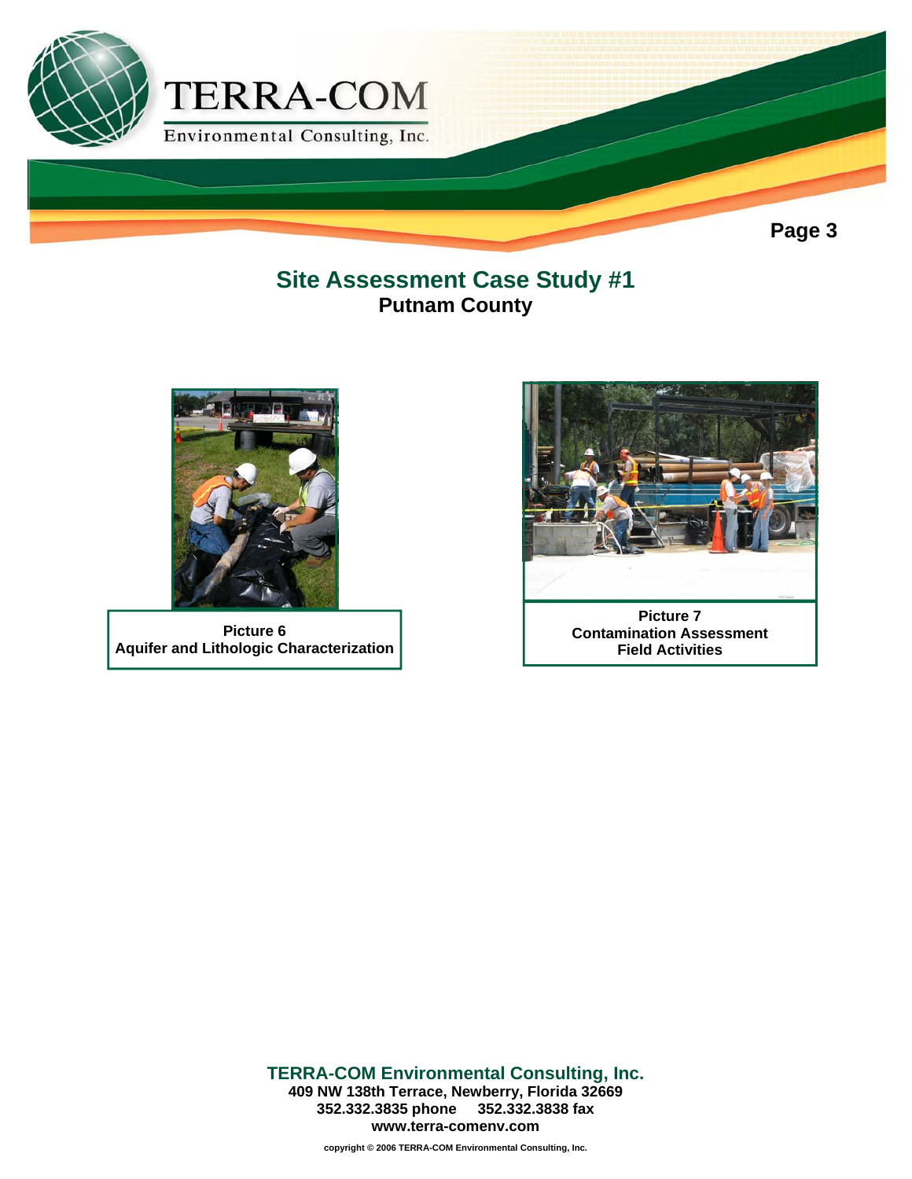## Site Assessment Case Study #1

**Putnam County**

**Picture 6**
**Aquifer and Lithologic Characterization**

**Picture 7**
**Contamination Assessment**
**Field Activities**

**TERRA-COM Environmental Consulting, Inc.**
**409 NW 138th Terrace, Newberry, Florida 32669**
**352.332.3835 phone 352.332.3838 fax**
**www.terra-comenv.com**

copyright © 2006 TERRA-COM Environmental Consulting, Inc.